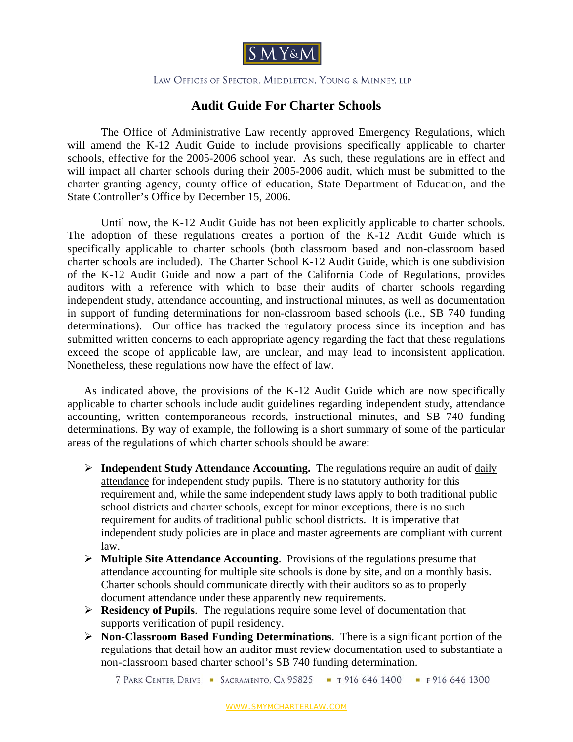SMY&M

LAW OFFICES OF SPECTOR, MIDDLETON, YOUNG & MINNEY, LLP

# Audit Guide For Charter Schools

The Office of Administrative Law recently approved Emergency Regulations, which will amend the K-12 Audit Guide to include provisions specifically applicable to charter schools, effective for the 2005-2006 school year. As such, these regulations are in effect and will impact all charter schools during their 2005-2006 audit, which must be submitted to the charter granting agency, county office of education, State Department of Education, and the State Controller's Office by December 15, 2006.

Until now, the K-12 Audit Guide has not been explicitly applicable to charter schools. The adoption of these regulations creates a portion of the K-12 Audit Guide which is specifically applicable to charter schools (both classroom based and non-classroom based charter schools are included). The Charter School K-12 Audit Guide, which is one subdivision of the K-12 Audit Guide and now a part of the California Code of Regulations, provides auditors with a reference with which to base their audits of charter schools regarding independent study, attendance accounting, and instructional minutes, as well as documentation in support of funding determinations for non-classroom based schools (i.e., SB 740 funding determinations). Our office has tracked the regulatory process since its inception and has submitted written concerns to each appropriate agency regarding the fact that these regulations exceed the scope of applicable law, are unclear, and may lead to inconsistent application. Nonetheless, these regulations now have the effect of law.

As indicated above, the provisions of the K-12 Audit Guide which are now specifically applicable to charter schools include audit guidelines regarding independent study, attendance accounting, written contemporaneous records, instructional minutes, and SB 740 funding determinations. By way of example, the following is a short summary of some of the particular areas of the regulations of which charter schools should be aware:

- **Independent Study Attendance Accounting.** The regulations require an audit of <u>daily attendance</u> for independent study pupils. There is no statutory authority for this requirement and, while the same independent study laws apply to both traditional public school districts and charter schools, except for minor exceptions, there is no such requirement for audits of traditional public school districts. It is imperative that independent study policies are in place and master agreements are compliant with current law.
- **Multiple Site Attendance Accounting**. Provisions of the regulations presume that attendance accounting for multiple site schools is done by site, and on a monthly basis. Charter schools should communicate directly with their auditors so as to properly document attendance under these apparently new requirements.
- **Residency of Pupils**. The regulations require some level of documentation that supports verification of pupil residency.
- **Non-Classroom Based Funding Determinations**. There is a significant portion of the regulations that detail how an auditor must review documentation used to substantiate a non-classroom based charter school's SB 740 funding determination.

7 PARK CENTER DRIVE ▪ SACRAMENTO, CA 95825 ▪ T 916 646 1400 ▪ F 916 646 1300

WWW.SMYMCHARTERLAW.COM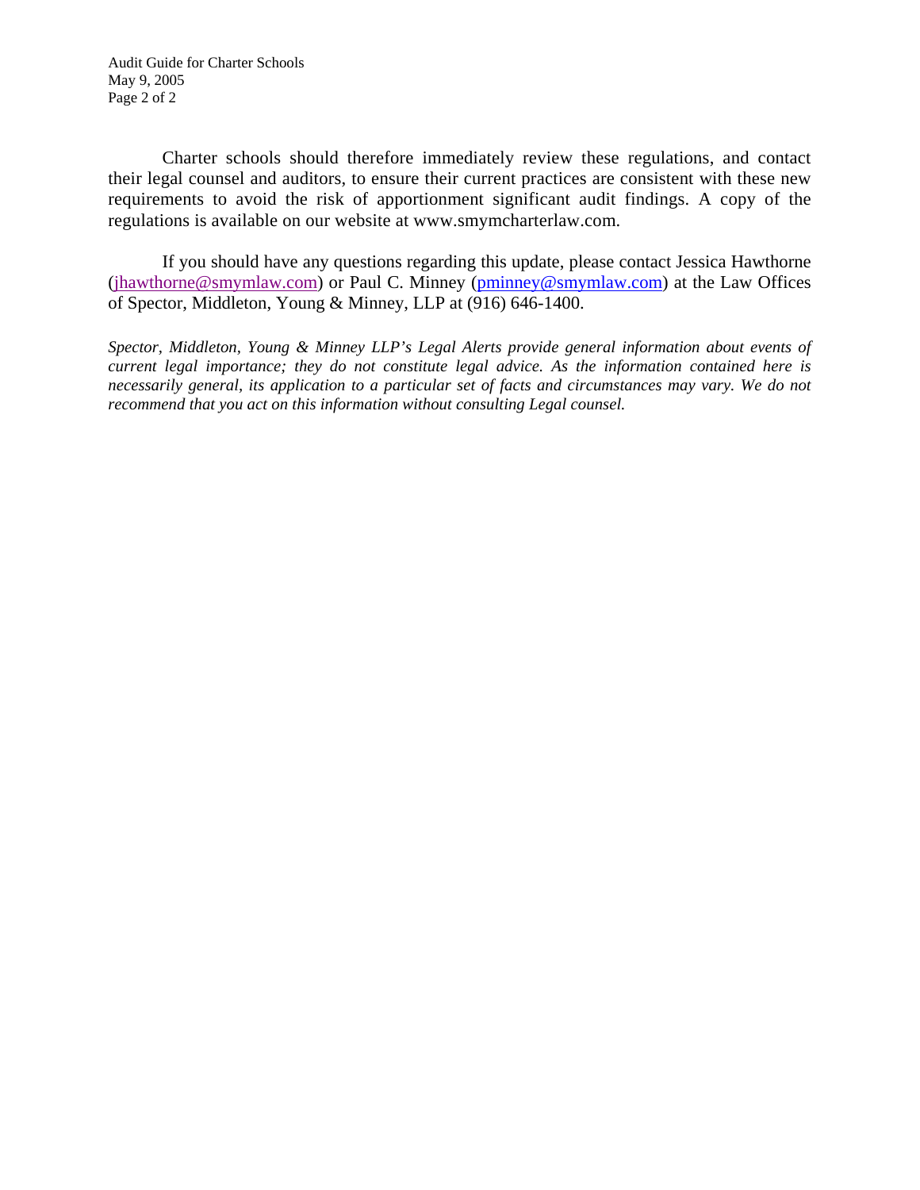Charter schools should therefore immediately review these regulations, and contact their legal counsel and auditors, to ensure their current practices are consistent with these new requirements to avoid the risk of apportionment significant audit findings. A copy of the regulations is available on our website at www.smymcharterlaw.com.

If you should have any questions regarding this update, please contact Jessica Hawthorne (jhawthorne@smymlaw.com) or Paul C. Minney (pminney@smymlaw.com) at the Law Offices of Spector, Middleton, Young & Minney, LLP at (916) 646-1400.

*Spector, Middleton, Young & Minney LLP's Legal Alerts provide general information about events of current legal importance; they do not constitute legal advice. As the information contained here is necessarily general, its application to a particular set of facts and circumstances may vary. We do not recommend that you act on this information without consulting Legal counsel.*